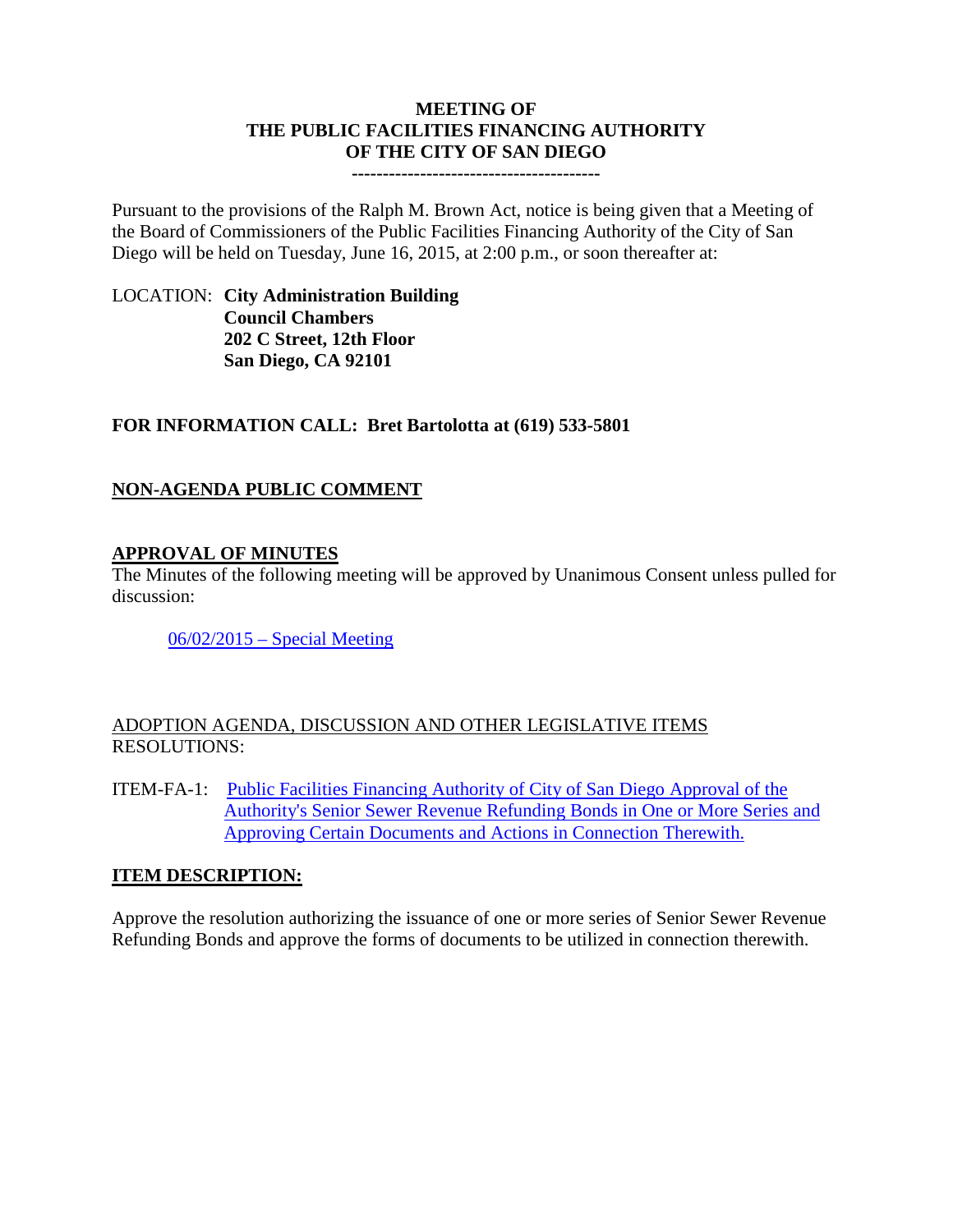# MEETING OF THE PUBLIC FACILITIES FINANCING AUTHORITY OF THE CITY OF SAN DIEGO

---------------------------------------

Pursuant to the provisions of the Ralph M. Brown Act, notice is being given that a Meeting of the Board of Commissioners of the Public Facilities Financing Authority of the City of San Diego will be held on Tuesday, June 16, 2015, at 2:00 p.m., or soon thereafter at:

LOCATION: **City Administration Building**
**Council Chambers**
**202 C Street, 12th Floor**
**San Diego, CA 92101**

**FOR INFORMATION CALL: Bret Bartolotta at (619) 533-5801**

## NON-AGENDA PUBLIC COMMENT

## APPROVAL OF MINUTES

The Minutes of the following meeting will be approved by Unanimous Consent unless pulled for discussion:

06/02/2015 – Special Meeting

ADOPTION AGENDA, DISCUSSION AND OTHER LEGISLATIVE ITEMS
RESOLUTIONS:

ITEM-FA-1: Public Facilities Financing Authority of City of San Diego Approval of the Authority's Senior Sewer Revenue Refunding Bonds in One or More Series and Approving Certain Documents and Actions in Connection Therewith.

## ITEM DESCRIPTION:

Approve the resolution authorizing the issuance of one or more series of Senior Sewer Revenue Refunding Bonds and approve the forms of documents to be utilized in connection therewith.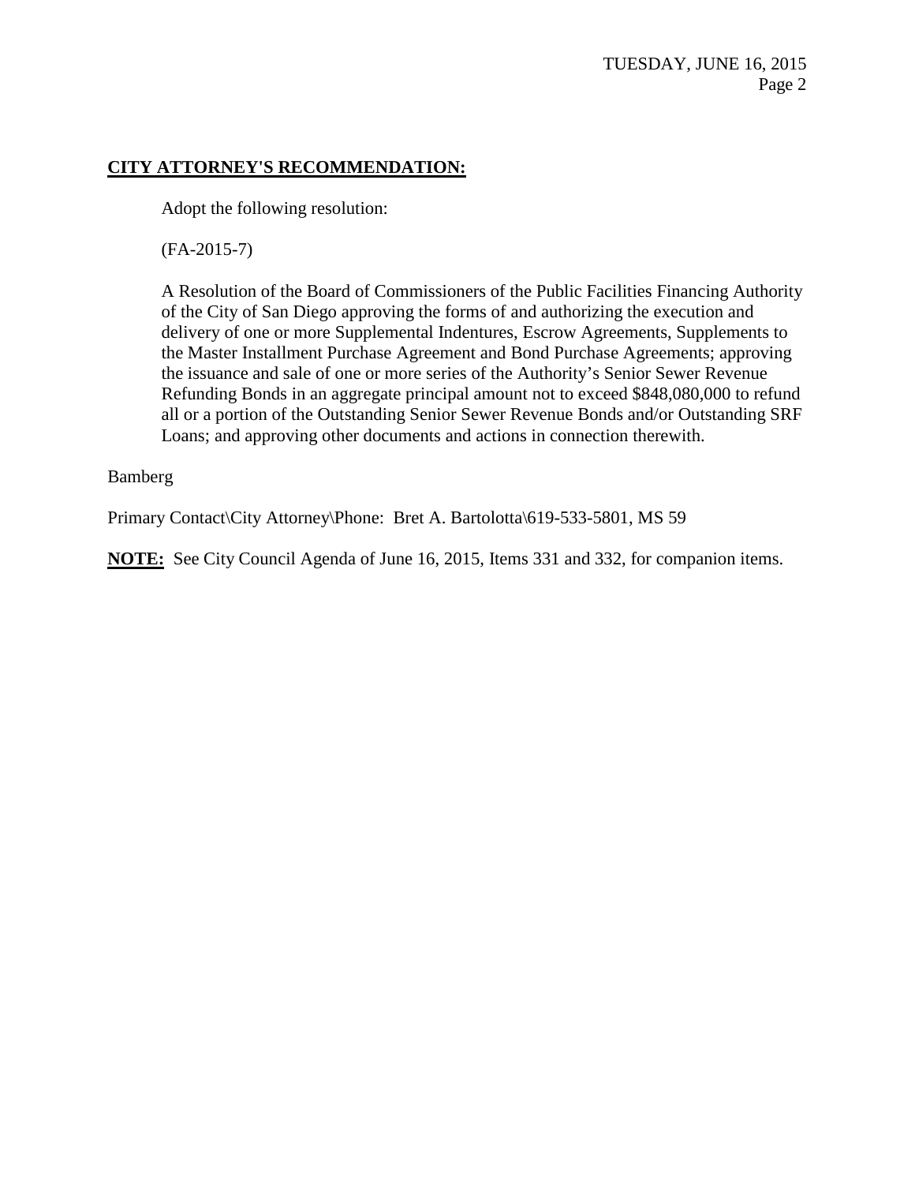**CITY ATTORNEY'S RECOMMENDATION:**

Adopt the following resolution:

(FA-2015-7)

A Resolution of the Board of Commissioners of the Public Facilities Financing Authority of the City of San Diego approving the forms of and authorizing the execution and delivery of one or more Supplemental Indentures, Escrow Agreements, Supplements to the Master Installment Purchase Agreement and Bond Purchase Agreements; approving the issuance and sale of one or more series of the Authority's Senior Sewer Revenue Refunding Bonds in an aggregate principal amount not to exceed $848,080,000 to refund all or a portion of the Outstanding Senior Sewer Revenue Bonds and/or Outstanding SRF Loans; and approving other documents and actions in connection therewith.

Bamberg

Primary Contact\City Attorney\Phone: Bret A. Bartolotta\619-533-5801, MS 59

**NOTE:** See City Council Agenda of June 16, 2015, Items 331 and 332, for companion items.